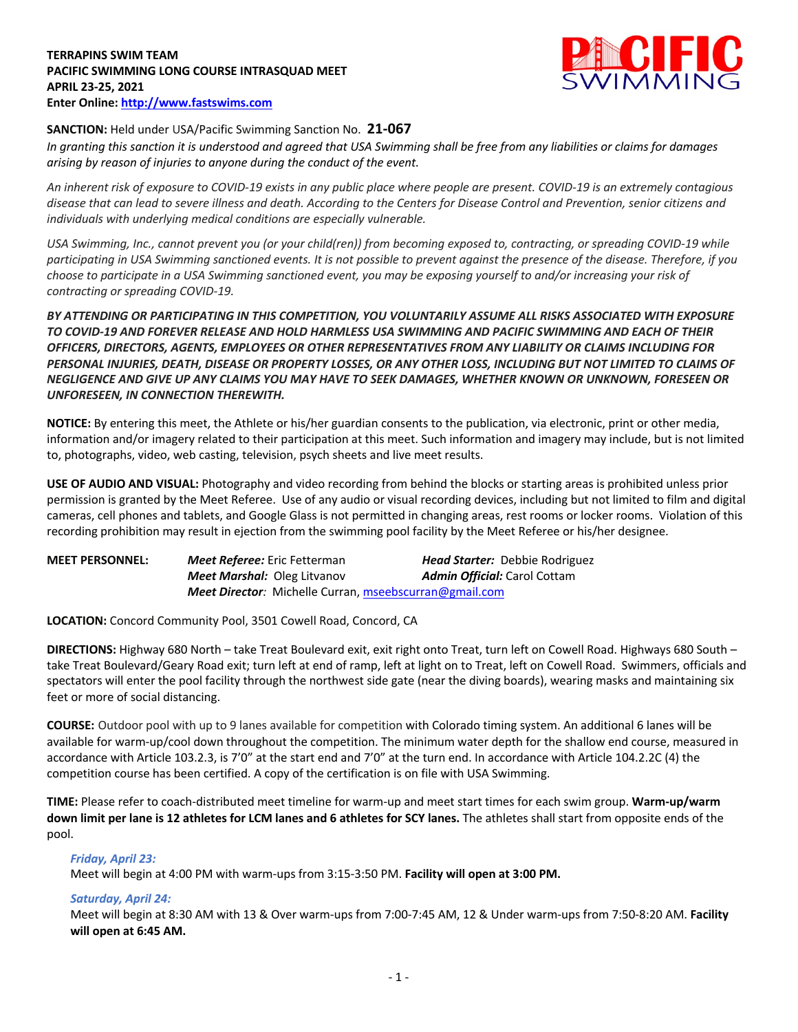**TERRAPINS SWIM TEAM**
**PACIFIC SWIMMING LONG COURSE INTRASQUAD MEET**
**APRIL 23-25, 2021**
**Enter Online: [http://www.fastswims.com](http://www.fastswims.com)**

**SANCTION:** Held under USA/Pacific Swimming Sanction No. **21-067**

*In granting this sanction it is understood and agreed that USA Swimming shall be free from any liabilities or claims for damages arising by reason of injuries to anyone during the conduct of the event.*

*An inherent risk of exposure to COVID-19 exists in any public place where people are present. COVID-19 is an extremely contagious disease that can lead to severe illness and death. According to the Centers for Disease Control and Prevention, senior citizens and individuals with underlying medical conditions are especially vulnerable.*

*USA Swimming, Inc., cannot prevent you (or your child(ren)) from becoming exposed to, contracting, or spreading COVID-19 while participating in USA Swimming sanctioned events. It is not possible to prevent against the presence of the disease. Therefore, if you choose to participate in a USA Swimming sanctioned event, you may be exposing yourself to and/or increasing your risk of contracting or spreading COVID-19.*

***BY ATTENDING OR PARTICIPATING IN THIS COMPETITION, YOU VOLUNTARILY ASSUME ALL RISKS ASSOCIATED WITH EXPOSURE TO COVID-19 AND FOREVER RELEASE AND HOLD HARMLESS USA SWIMMING AND PACIFIC SWIMMING AND EACH OF THEIR OFFICERS, DIRECTORS, AGENTS, EMPLOYEES OR OTHER REPRESENTATIVES FROM ANY LIABILITY OR CLAIMS INCLUDING FOR PERSONAL INJURIES, DEATH, DISEASE OR PROPERTY LOSSES, OR ANY OTHER LOSS, INCLUDING BUT NOT LIMITED TO CLAIMS OF NEGLIGENCE AND GIVE UP ANY CLAIMS YOU MAY HAVE TO SEEK DAMAGES, WHETHER KNOWN OR UNKNOWN, FORESEEN OR UNFORESEEN, IN CONNECTION THEREWITH.***

**NOTICE:** By entering this meet, the Athlete or his/her guardian consents to the publication, via electronic, print or other media, information and/or imagery related to their participation at this meet. Such information and imagery may include, but is not limited to, photographs, video, web casting, television, psych sheets and live meet results.

**USE OF AUDIO AND VISUAL:** Photography and video recording from behind the blocks or starting areas is prohibited unless prior permission is granted by the Meet Referee. Use of any audio or visual recording devices, including but not limited to film and digital cameras, cell phones and tablets, and Google Glass is not permitted in changing areas, rest rooms or locker rooms. Violation of this recording prohibition may result in ejection from the swimming pool facility by the Meet Referee or his/her designee.

**MEET PERSONNEL:**
***Meet Referee:*** Eric Fetterman — ***Head Starter:*** Debbie Rodriguez
***Meet Marshal:*** Oleg Litvanov — ***Admin Official:*** Carol Cottam
***Meet Director:*** Michelle Curran, [mseebscurran@gmail.com](mailto:mseebscurran@gmail.com)

**LOCATION:** Concord Community Pool, 3501 Cowell Road, Concord, CA

**DIRECTIONS:** Highway 680 North – take Treat Boulevard exit, exit right onto Treat, turn left on Cowell Road. Highways 680 South – take Treat Boulevard/Geary Road exit; turn left at end of ramp, left at light on to Treat, left on Cowell Road. Swimmers, officials and spectators will enter the pool facility through the northwest side gate (near the diving boards), wearing masks and maintaining six feet or more of social distancing.

**COURSE:** Outdoor pool with up to 9 lanes available for competition with Colorado timing system. An additional 6 lanes will be available for warm-up/cool down throughout the competition. The minimum water depth for the shallow end course, measured in accordance with Article 103.2.3, is 7'0" at the start end and 7'0" at the turn end. In accordance with Article 104.2.2C (4) the competition course has been certified. A copy of the certification is on file with USA Swimming.

**TIME:** Please refer to coach-distributed meet timeline for warm-up and meet start times for each swim group. **Warm-up/warm down limit per lane is 12 athletes for LCM lanes and 6 athletes for SCY lanes.** The athletes shall start from opposite ends of the pool.

***Friday, April 23:***
Meet will begin at 4:00 PM with warm-ups from 3:15-3:50 PM. **Facility will open at 3:00 PM.**

***Saturday, April 24:***
Meet will begin at 8:30 AM with 13 & Over warm-ups from 7:00-7:45 AM, 12 & Under warm-ups from 7:50-8:20 AM. **Facility will open at 6:45 AM.**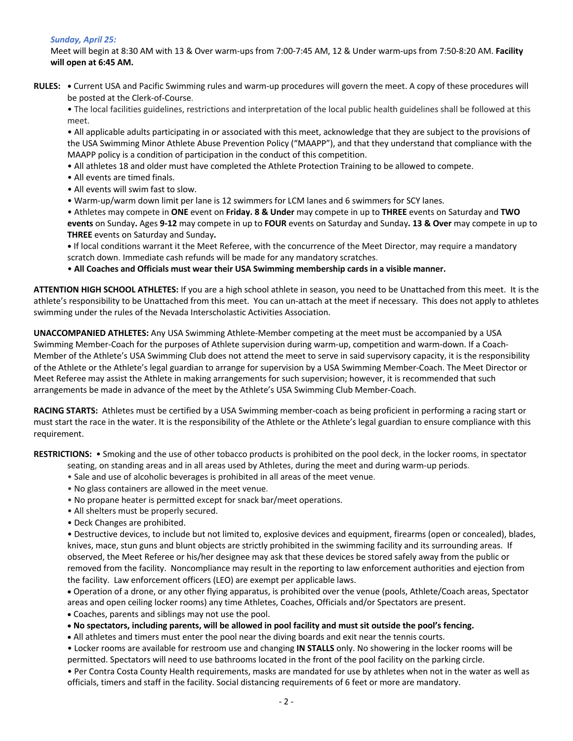***Sunday, April 25:***

Meet will begin at 8:30 AM with 13 & Over warm-ups from 7:00-7:45 AM, 12 & Under warm-ups from 7:50-8:20 AM. **Facility will open at 6:45 AM.**

**RULES:**
- Current USA and Pacific Swimming rules and warm-up procedures will govern the meet. A copy of these procedures will be posted at the Clerk-of-Course.
- The local facilities guidelines, restrictions and interpretation of the local public health guidelines shall be followed at this meet.
- All applicable adults participating in or associated with this meet, acknowledge that they are subject to the provisions of the USA Swimming Minor Athlete Abuse Prevention Policy ("MAAPP"), and that they understand that compliance with the MAAPP policy is a condition of participation in the conduct of this competition.
- All athletes 18 and older must have completed the Athlete Protection Training to be allowed to compete.
- All events are timed finals.
- All events will swim fast to slow.
- Warm-up/warm down limit per lane is 12 swimmers for LCM lanes and 6 swimmers for SCY lanes.
- Athletes may compete in **ONE** event on **Friday. 8 & Under** may compete in up to **THREE** events on Saturday and **TWO events** on Sunday**.** Ages **9-12** may compete in up to **FOUR** events on Saturday and Sunday**. 13 & Over** may compete in up to **THREE** events on Saturday and Sunday**.**
- If local conditions warrant it the Meet Referee, with the concurrence of the Meet Director, may require a mandatory scratch down. Immediate cash refunds will be made for any mandatory scratches.
- **All Coaches and Officials must wear their USA Swimming membership cards in a visible manner.**

**ATTENTION HIGH SCHOOL ATHLETES:** If you are a high school athlete in season, you need to be Unattached from this meet. It is the athlete's responsibility to be Unattached from this meet. You can un-attach at the meet if necessary. This does not apply to athletes swimming under the rules of the Nevada Interscholastic Activities Association.

**UNACCOMPANIED ATHLETES:** Any USA Swimming Athlete-Member competing at the meet must be accompanied by a USA Swimming Member-Coach for the purposes of Athlete supervision during warm-up, competition and warm-down. If a Coach-Member of the Athlete's USA Swimming Club does not attend the meet to serve in said supervisory capacity, it is the responsibility of the Athlete or the Athlete's legal guardian to arrange for supervision by a USA Swimming Member-Coach. The Meet Director or Meet Referee may assist the Athlete in making arrangements for such supervision; however, it is recommended that such arrangements be made in advance of the meet by the Athlete's USA Swimming Club Member-Coach.

**RACING STARTS:** Athletes must be certified by a USA Swimming member-coach as being proficient in performing a racing start or must start the race in the water. It is the responsibility of the Athlete or the Athlete's legal guardian to ensure compliance with this requirement.

**RESTRICTIONS:**
- Smoking and the use of other tobacco products is prohibited on the pool deck, in the locker rooms, in spectator seating, on standing areas and in all areas used by Athletes, during the meet and during warm-up periods.
- Sale and use of alcoholic beverages is prohibited in all areas of the meet venue.
- No glass containers are allowed in the meet venue.
- No propane heater is permitted except for snack bar/meet operations.
- All shelters must be properly secured.
- Deck Changes are prohibited.
- Destructive devices, to include but not limited to, explosive devices and equipment, firearms (open or concealed), blades, knives, mace, stun guns and blunt objects are strictly prohibited in the swimming facility and its surrounding areas. If observed, the Meet Referee or his/her designee may ask that these devices be stored safely away from the public or removed from the facility. Noncompliance may result in the reporting to law enforcement authorities and ejection from the facility. Law enforcement officers (LEO) are exempt per applicable laws.
- Operation of a drone, or any other flying apparatus, is prohibited over the venue (pools, Athlete/Coach areas, Spectator areas and open ceiling locker rooms) any time Athletes, Coaches, Officials and/or Spectators are present.
- Coaches, parents and siblings may not use the pool.
- **No spectators, including parents, will be allowed in pool facility and must sit outside the pool's fencing.**
- All athletes and timers must enter the pool near the diving boards and exit near the tennis courts.
- Locker rooms are available for restroom use and changing **IN STALLS** only. No showering in the locker rooms will be permitted. Spectators will need to use bathrooms located in the front of the pool facility on the parking circle.
- Per Contra Costa County Health requirements, masks are mandated for use by athletes when not in the water as well as officials, timers and staff in the facility. Social distancing requirements of 6 feet or more are mandatory.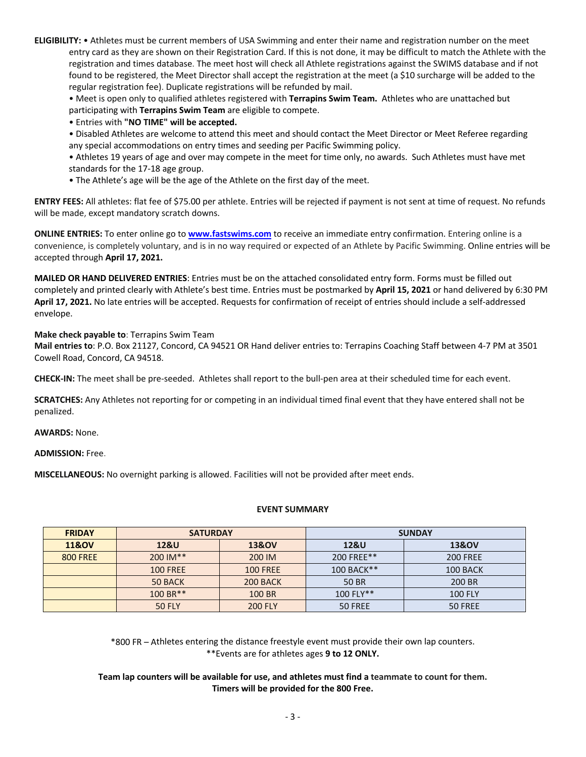**ELIGIBILITY:** • Athletes must be current members of USA Swimming and enter their name and registration number on the meet entry card as they are shown on their Registration Card. If this is not done, it may be difficult to match the Athlete with the registration and times database. The meet host will check all Athlete registrations against the SWIMS database and if not found to be registered, the Meet Director shall accept the registration at the meet (a $10 surcharge will be added to the regular registration fee). Duplicate registrations will be refunded by mail.

• Meet is open only to qualified athletes registered with **Terrapins Swim Team.** Athletes who are unattached but participating with **Terrapins Swim Team** are eligible to compete.

• Entries with **"NO TIME" will be accepted.**

• Disabled Athletes are welcome to attend this meet and should contact the Meet Director or Meet Referee regarding any special accommodations on entry times and seeding per Pacific Swimming policy.

• Athletes 19 years of age and over may compete in the meet for time only, no awards. Such Athletes must have met standards for the 17-18 age group.

• The Athlete's age will be the age of the Athlete on the first day of the meet.

**ENTRY FEES:** All athletes: flat fee of $75.00 per athlete. Entries will be rejected if payment is not sent at time of request. No refunds will be made, except mandatory scratch downs.

**ONLINE ENTRIES:** To enter online go to **www.fastswims.com** to receive an immediate entry confirmation. Entering online is a convenience, is completely voluntary, and is in no way required or expected of an Athlete by Pacific Swimming. Online entries will be accepted through **April 17, 2021.**

**MAILED OR HAND DELIVERED ENTRIES**: Entries must be on the attached consolidated entry form. Forms must be filled out completely and printed clearly with Athlete's best time. Entries must be postmarked by **April 15, 2021** or hand delivered by 6:30 PM **April 17, 2021.** No late entries will be accepted. Requests for confirmation of receipt of entries should include a self-addressed envelope.

**Make check payable to**: Terrapins Swim Team
**Mail entries to**: P.O. Box 21127, Concord, CA 94521 OR Hand deliver entries to: Terrapins Coaching Staff between 4-7 PM at 3501 Cowell Road, Concord, CA 94518.

**CHECK-IN:** The meet shall be pre-seeded. Athletes shall report to the bull-pen area at their scheduled time for each event.

**SCRATCHES:** Any Athletes not reporting for or competing in an individual timed final event that they have entered shall not be penalized.

**AWARDS:** None.

**ADMISSION:** Free.

**MISCELLANEOUS:** No overnight parking is allowed. Facilities will not be provided after meet ends.

**EVENT SUMMARY**

| FRIDAY | SATURDAY | | SUNDAY | |
|---|---|---|---|---|
| 11&OV | 12&U | 13&OV | 12&U | 13&OV |
| 800 FREE | 200 IM** | 200 IM | 200 FREE** | 200 FREE |
| | 100 FREE | 100 FREE | 100 BACK** | 100 BACK |
| | 50 BACK | 200 BACK | 50 BR | 200 BR |
| | 100 BR** | 100 BR | 100 FLY** | 100 FLY |
| | 50 FLY | 200 FLY | 50 FREE | 50 FREE |

*800 FR – Athletes entering the distance freestyle event must provide their own lap counters.
**Events are for athletes ages **9 to 12 ONLY.**

**Team lap counters will be available for use, and athletes must find a teammate to count for them.**
**Timers will be provided for the 800 Free.**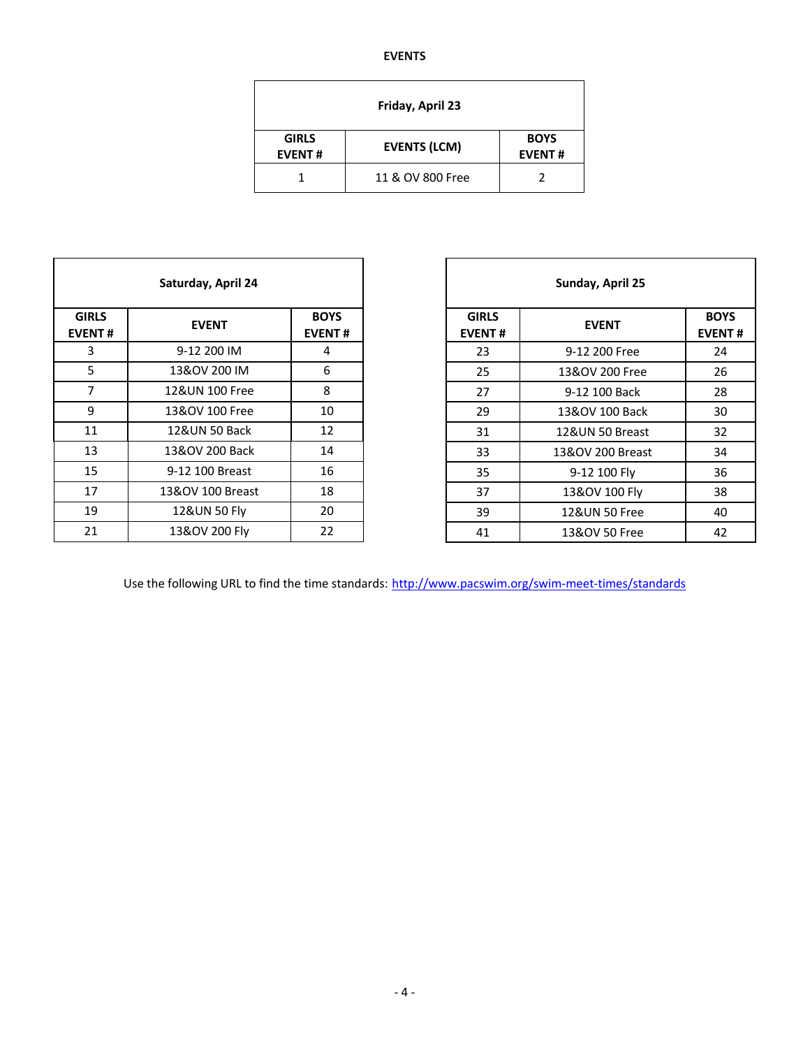# EVENTS

| Friday, April 23 | | |
|---|---|---|
| **GIRLS EVENT #** | **EVENTS (LCM)** | **BOYS EVENT #** |
| 1 | 11 & OV 800 Free | 2 |

| Saturday, April 24 | | |
|---|---|---|
| **GIRLS EVENT #** | **EVENT** | **BOYS EVENT #** |
| 3 | 9-12 200 IM | 4 |
| 5 | 13&OV 200 IM | 6 |
| 7 | 12&UN 100 Free | 8 |
| 9 | 13&OV 100 Free | 10 |
| 11 | 12&UN 50 Back | 12 |
| 13 | 13&OV 200 Back | 14 |
| 15 | 9-12 100 Breast | 16 |
| 17 | 13&OV 100 Breast | 18 |
| 19 | 12&UN 50 Fly | 20 |
| 21 | 13&OV 200 Fly | 22 |

| Sunday, April 25 | | |
|---|---|---|
| **GIRLS EVENT #** | **EVENT** | **BOYS EVENT #** |
| 23 | 9-12 200 Free | 24 |
| 25 | 13&OV 200 Free | 26 |
| 27 | 9-12 100 Back | 28 |
| 29 | 13&OV 100 Back | 30 |
| 31 | 12&UN 50 Breast | 32 |
| 33 | 13&OV 200 Breast | 34 |
| 35 | 9-12 100 Fly | 36 |
| 37 | 13&OV 100 Fly | 38 |
| 39 | 12&UN 50 Free | 40 |
| 41 | 13&OV 50 Free | 42 |

Use the following URL to find the time standards: http://www.pacswim.org/swim-meet-times/standards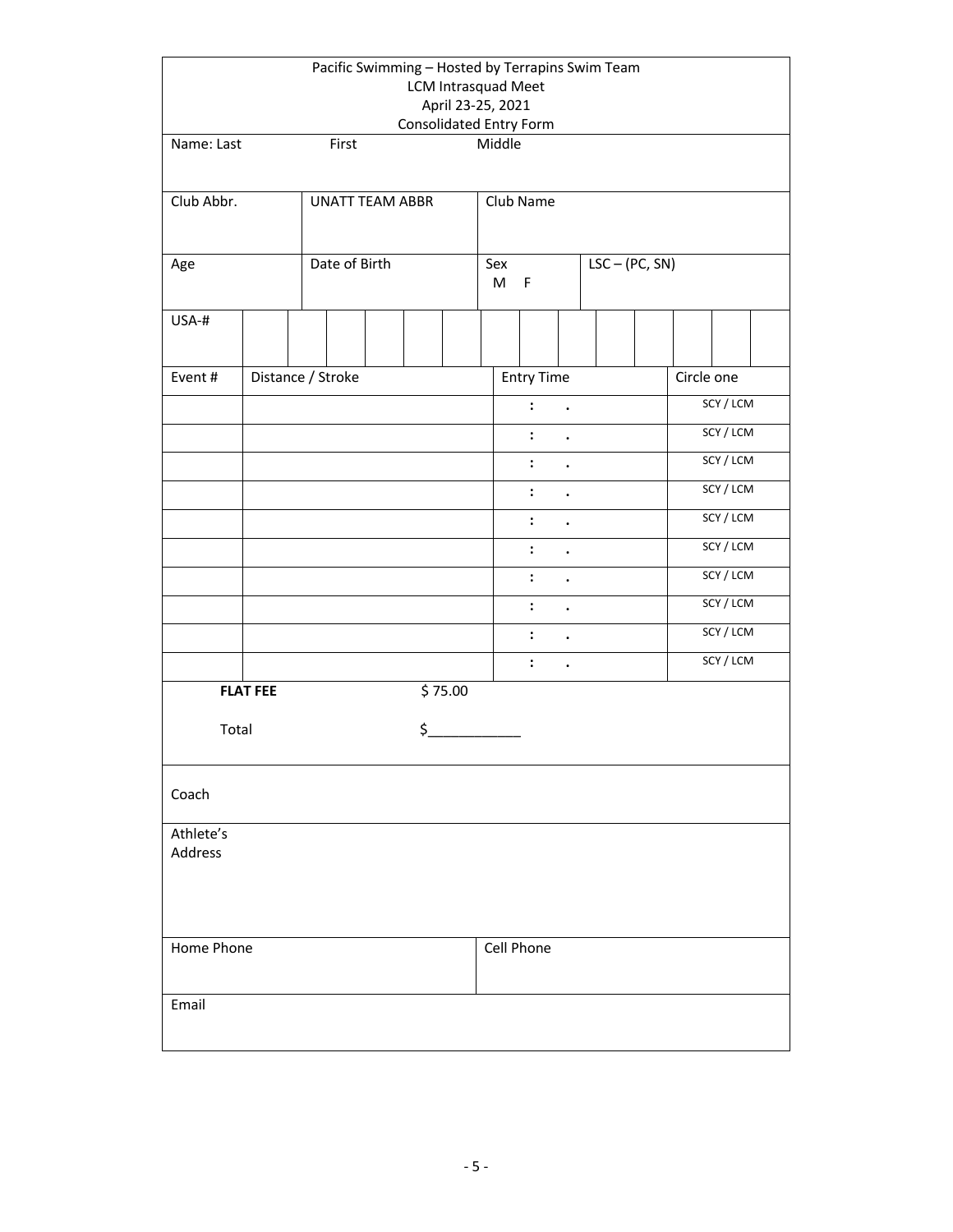Pacific Swimming – Hosted by Terrapins Swim Team
LCM Intrasquad Meet
April 23-25, 2021
Consolidated Entry Form

| Name: Last | First | Middle |
|---|---|---|
| | | |

| Club Abbr. | UNATT TEAM ABBR | Club Name |
|---|---|---|
| | | |

| Age | Date of Birth | Sex M F | LSC – (PC, SN) |
|---|---|---|---|
| | | | |

| USA-# | | | | | | | | | | | | | | |
|---|---|---|---|---|---|---|---|---|---|---|---|---|---|---|

| Event # | Distance / Stroke | Entry Time | Circle one |
|---|---|---|---|
| | | : . | SCY / LCM |
| | | : . | SCY / LCM |
| | | : . | SCY / LCM |
| | | : . | SCY / LCM |
| | | : . | SCY / LCM |
| | | : . | SCY / LCM |
| | | : . | SCY / LCM |
| | | : . | SCY / LCM |
| | | : . | SCY / LCM |
| | | : . | SCY / LCM |

**FLAT FEE** $ 75.00

Total $____________

Coach

Athlete's Address

| Home Phone | Cell Phone |
|---|---|
| | |

Email